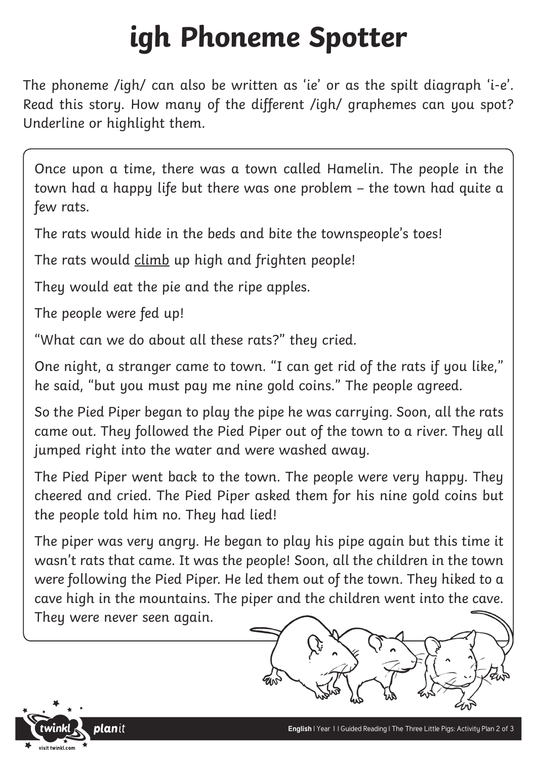# igh Phoneme Spotter

The phoneme /igh/ can also be written as 'ie' or as the spilt diagraph 'i-e'. Read this story. How many of the different /igh/ graphemes can you spot? Underline or highlight them.

Once upon a time, there was a town called Hamelin. The people in the town had a happy life but there was one problem – the town had quite a few rats.

The rats would hide in the beds and bite the townspeople's toes!

The rats would <u>climb</u> up high and frighten people!

They would eat the pie and the ripe apples.

The people were fed up!

"What can we do about all these rats?" they cried.

One night, a stranger came to town. "I can get rid of the rats if you like," he said, "but you must pay me nine gold coins." The people agreed.

So the Pied Piper began to play the pipe he was carrying. Soon, all the rats came out. They followed the Pied Piper out of the town to a river. They all jumped right into the water and were washed away.

The Pied Piper went back to the town. The people were very happy. They cheered and cried. The Pied Piper asked them for his nine gold coins but the people told him no. They had lied!

The piper was very angry. He began to play his pipe again but this time it wasn't rats that came. It was the people! Soon, all the children in the town were following the Pied Piper. He led them out of the town. They hiked to a cave high in the mountains. The piper and the children went into the cave. They were never seen again.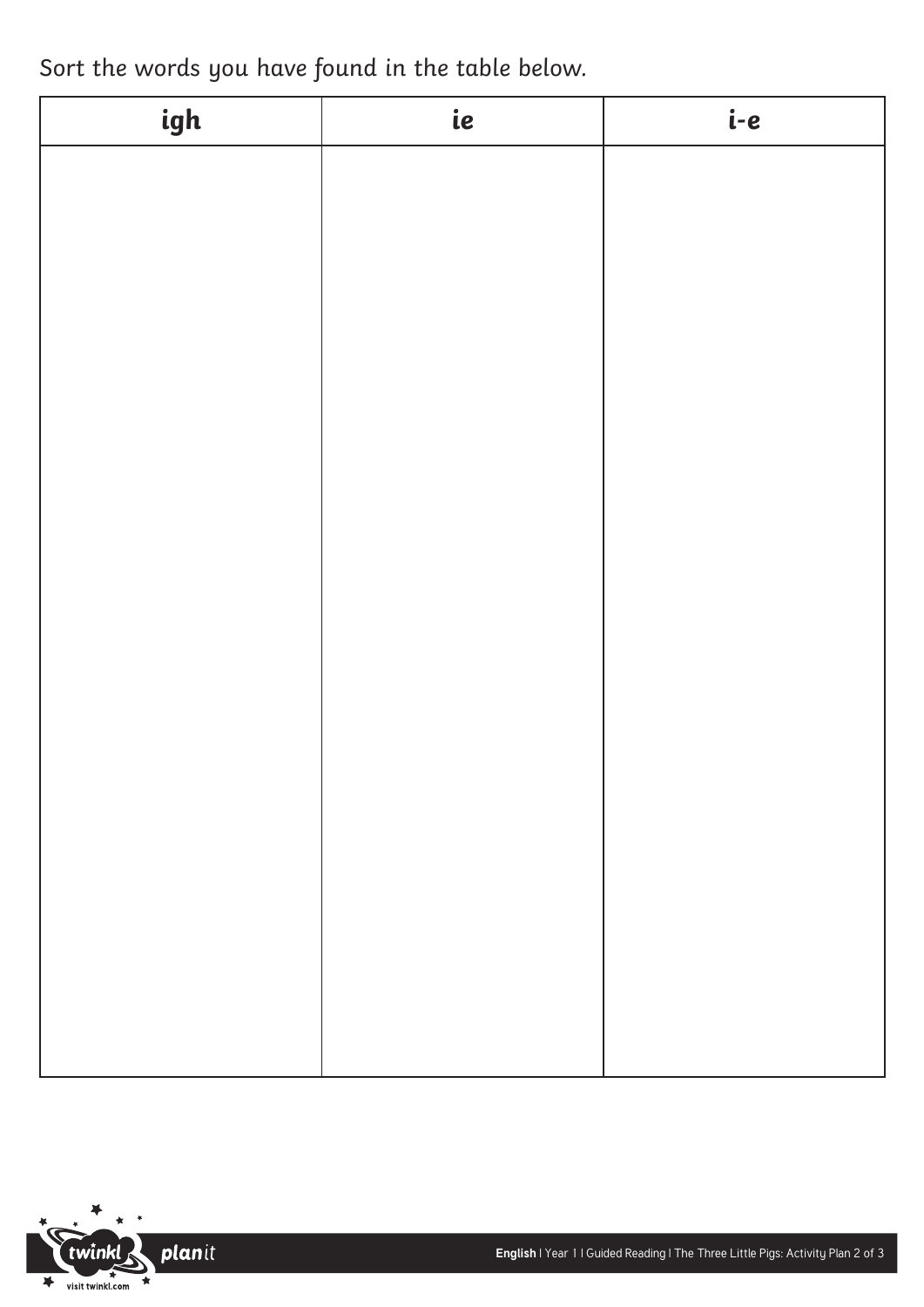Sort the words you have found in the table below.

| igh | ie | i-e |
| --- | --- | --- |
| | | |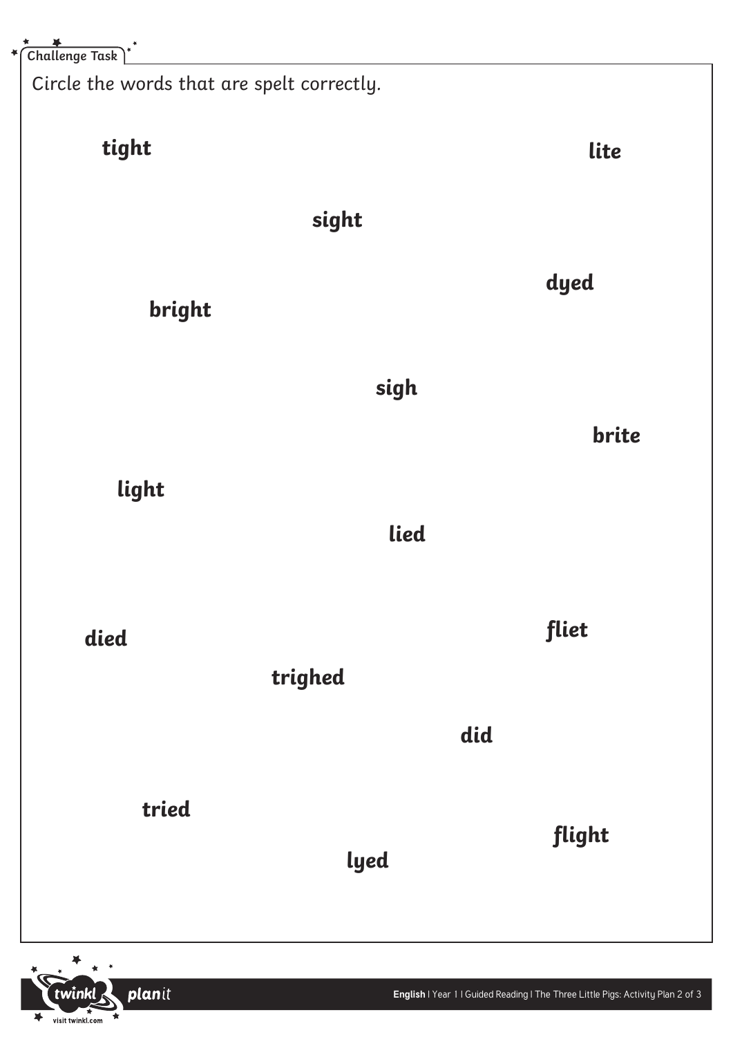**Challenge Task**

Circle the words that are spelt correctly.

**tight**

**lite**

**sight**

**dyed**

**bright**

**sigh**

**brite**

**light**

**lied**

**fliet**

**died**

**trighed**

**did**

**tried**

**flight**

**lyed**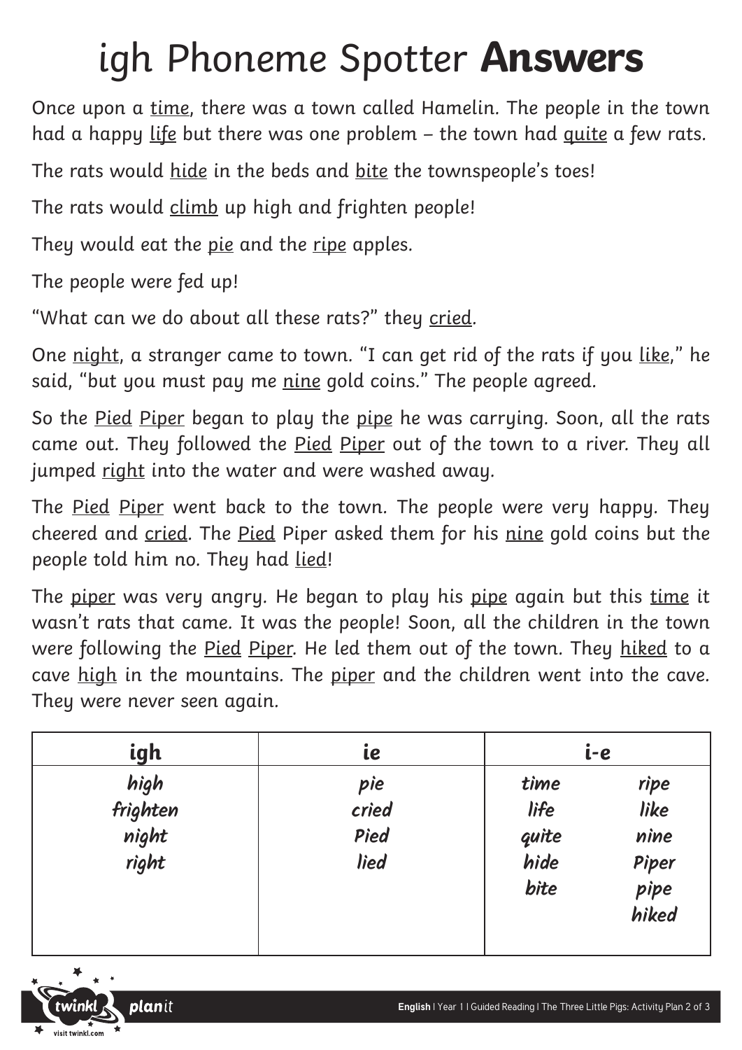# igh Phoneme Spotter **Answers**

Once upon a <u>time</u>, there was a town called Hamelin. The people in the town had a happy <u>life</u> but there was one problem – the town had <u>quite</u> a few rats.

The rats would <u>hide</u> in the beds and <u>bite</u> the townspeople's toes!

The rats would <u>climb</u> up high and frighten people!

They would eat the <u>pie</u> and the <u>ripe</u> apples.

The people were fed up!

"What can we do about all these rats?" they <u>cried</u>.

One <u>night</u>, a stranger came to town. "I can get rid of the rats if you <u>like</u>," he said, "but you must pay me <u>nine</u> gold coins." The people agreed.

So the <u>Pied</u> <u>Piper</u> began to play the <u>pipe</u> he was carrying. Soon, all the rats came out. They followed the <u>Pied</u> <u>Piper</u> out of the town to a river. They all jumped <u>right</u> into the water and were washed away.

The <u>Pied</u> <u>Piper</u> went back to the town. The people were very happy. They cheered and <u>cried</u>. The <u>Pied</u> Piper asked them for his <u>nine</u> gold coins but the people told him no. They had <u>lied</u>!

The <u>piper</u> was very angry. He began to play his <u>pipe</u> again but this <u>time</u> it wasn't rats that came. It was the people! Soon, all the children in the town were following the <u>Pied</u> <u>Piper</u>. He led them out of the town. They <u>hiked</u> to a cave <u>high</u> in the mountains. The <u>piper</u> and the children went into the cave. They were never seen again.

| igh | ie | i-e | |
|---|---|---|---|
| high | pie | time | ripe |
| frighten | cried | life | like |
| night | Pied | quite | nine |
| right | lied | hide | Piper |
| | | bite | pipe |
| | | | hiked |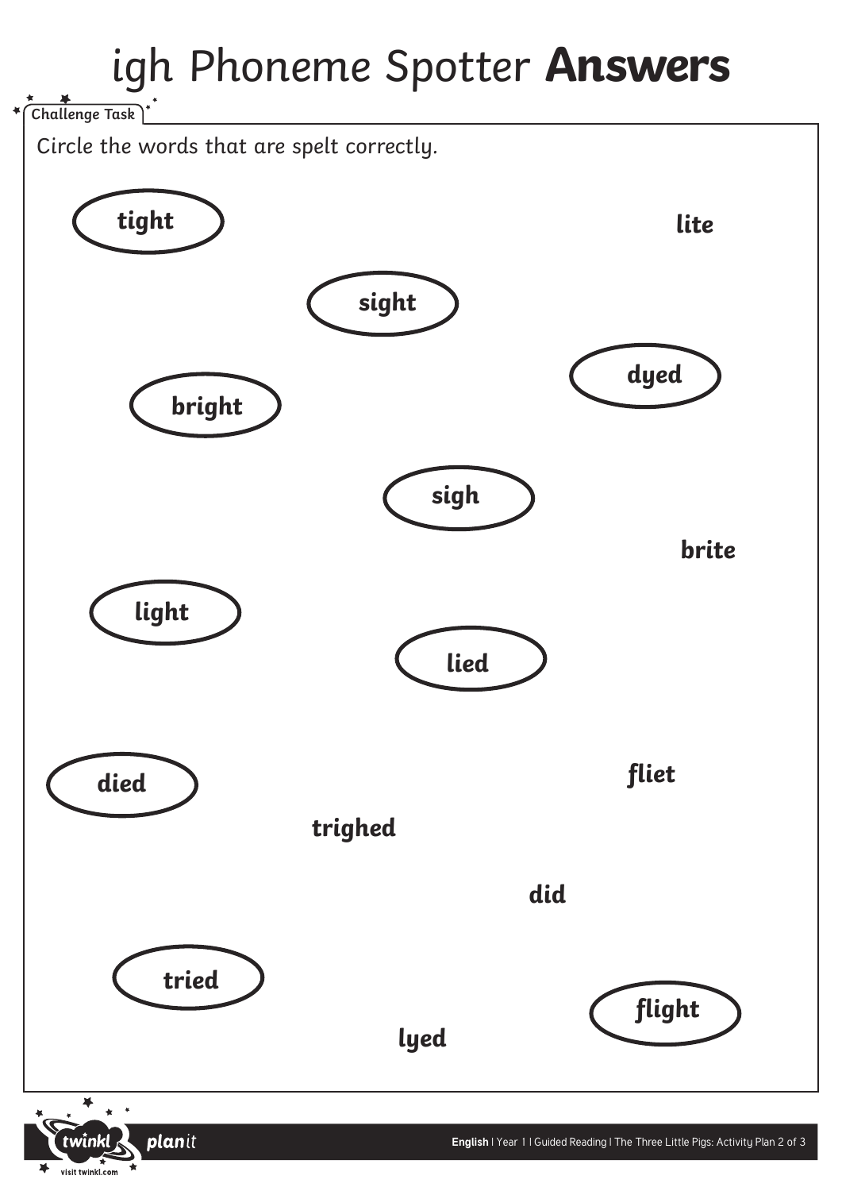# igh Phoneme Spotter **Answers**

**Challenge Task**

Circle the words that are spelt correctly.

- **tight** (circled)
- **lite**
- **sight** (circled)
- **dyed** (circled)
- **bright** (circled)
- **sigh** (circled)
- **brite**
- **light** (circled)
- **lied** (circled)
- **died** (circled)
- **fliet**
- **trighed**
- **did**
- **tried** (circled)
- **flight** (circled)
- **lyed**